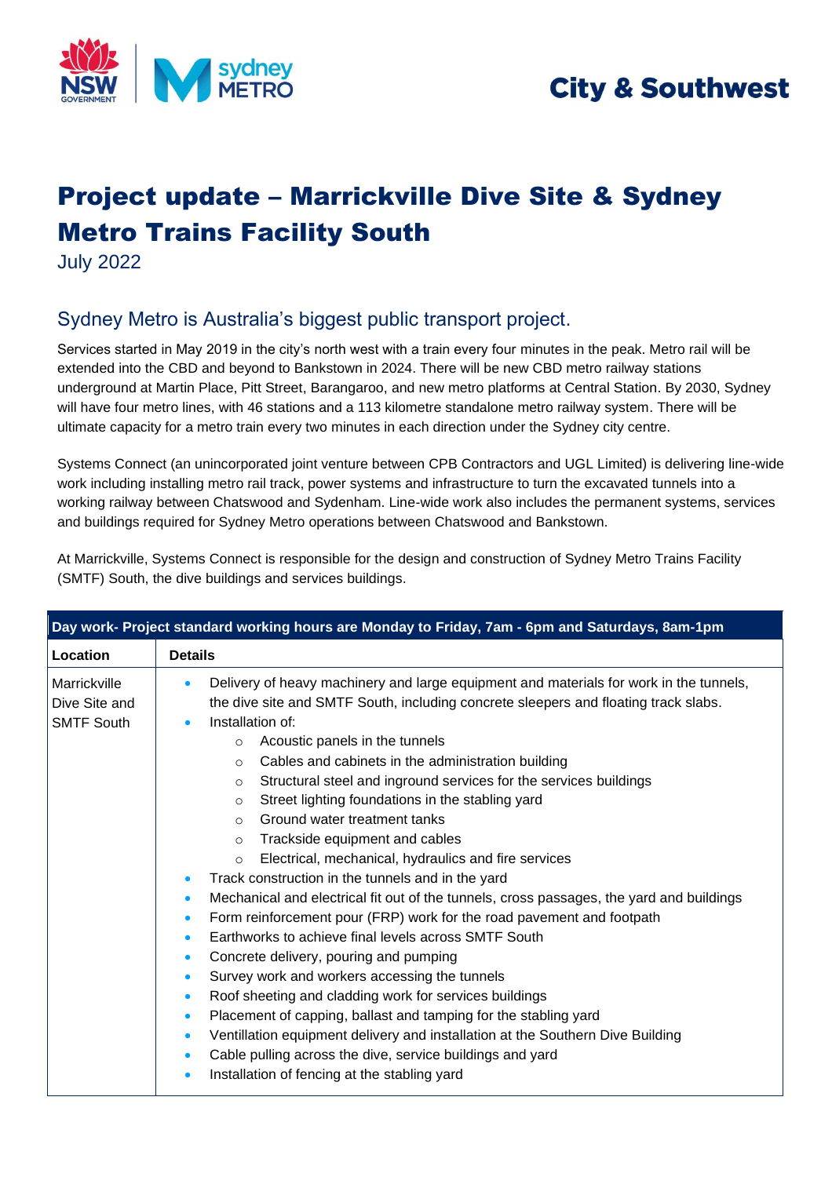City & Southwest

# Project update – Marrickville Dive Site & Sydney Metro Trains Facility South

July 2022

## Sydney Metro is Australia's biggest public transport project.

Services started in May 2019 in the city's north west with a train every four minutes in the peak. Metro rail will be extended into the CBD and beyond to Bankstown in 2024. There will be new CBD metro railway stations underground at Martin Place, Pitt Street, Barangaroo, and new metro platforms at Central Station. By 2030, Sydney will have four metro lines, with 46 stations and a 113 kilometre standalone metro railway system. There will be ultimate capacity for a metro train every two minutes in each direction under the Sydney city centre.

Systems Connect (an unincorporated joint venture between CPB Contractors and UGL Limited) is delivering line-wide work including installing metro rail track, power systems and infrastructure to turn the excavated tunnels into a working railway between Chatswood and Sydenham. Line-wide work also includes the permanent systems, services and buildings required for Sydney Metro operations between Chatswood and Bankstown.

At Marrickville, Systems Connect is responsible for the design and construction of Sydney Metro Trains Facility (SMTF) South, the dive buildings and services buildings.

| Day work- Project standard working hours are Monday to Friday, 7am - 6pm and Saturdays, 8am-1pm | |
|---|---|
| **Location** | **Details** |
| Marrickville Dive Site and SMTF South | • Delivery of heavy machinery and large equipment and materials for work in the tunnels, the dive site and SMTF South, including concrete sleepers and floating track slabs.<br>• Installation of:<br>&nbsp;&nbsp;&nbsp;○ Acoustic panels in the tunnels<br>&nbsp;&nbsp;&nbsp;○ Cables and cabinets in the administration building<br>&nbsp;&nbsp;&nbsp;○ Structural steel and inground services for the services buildings<br>&nbsp;&nbsp;&nbsp;○ Street lighting foundations in the stabling yard<br>&nbsp;&nbsp;&nbsp;○ Ground water treatment tanks<br>&nbsp;&nbsp;&nbsp;○ Trackside equipment and cables<br>&nbsp;&nbsp;&nbsp;○ Electrical, mechanical, hydraulics and fire services<br>• Track construction in the tunnels and in the yard<br>• Mechanical and electrical fit out of the tunnels, cross passages, the yard and buildings<br>• Form reinforcement pour (FRP) work for the road pavement and footpath<br>• Earthworks to achieve final levels across SMTF South<br>• Concrete delivery, pouring and pumping<br>• Survey work and workers accessing the tunnels<br>• Roof sheeting and cladding work for services buildings<br>• Placement of capping, ballast and tamping for the stabling yard<br>• Ventillation equipment delivery and installation at the Southern Dive Building<br>• Cable pulling across the dive, service buildings and yard<br>• Installation of fencing at the stabling yard |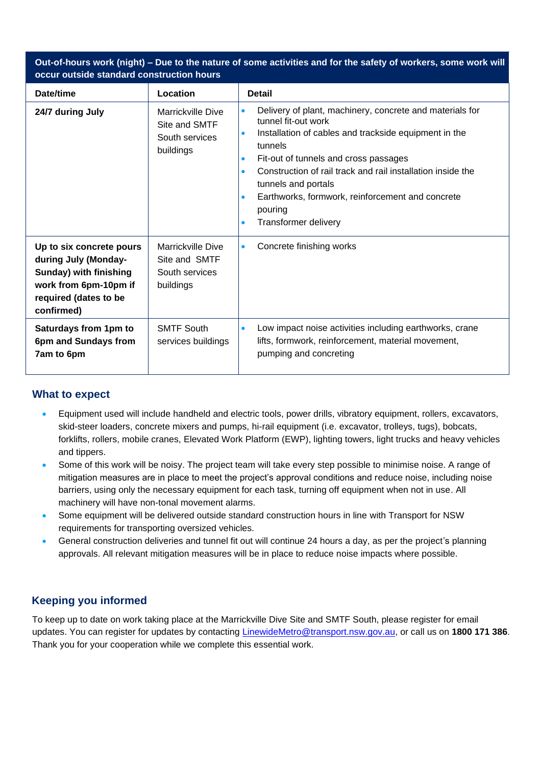| Out-of-hours work (night) – Due to the nature of some activities and for the safety of workers, some work will occur outside standard construction hours | | |
|---|---|---|
| **Date/time** | **Location** | **Detail** |
| **24/7 during July** | Marrickville Dive Site and SMTF South services buildings | • Delivery of plant, machinery, concrete and materials for tunnel fit-out work<br>• Installation of cables and trackside equipment in the tunnels<br>• Fit-out of tunnels and cross passages<br>• Construction of rail track and rail installation inside the tunnels and portals<br>• Earthworks, formwork, reinforcement and concrete pouring<br>• Transformer delivery |
| **Up to six concrete pours during July (Monday-Sunday) with finishing work from 6pm-10pm if required (dates to be confirmed)** | Marrickville Dive Site and SMTF South services buildings | • Concrete finishing works |
| **Saturdays from 1pm to 6pm and Sundays from 7am to 6pm** | SMTF South services buildings | • Low impact noise activities including earthworks, crane lifts, formwork, reinforcement, material movement, pumping and concreting |

## What to expect

- Equipment used will include handheld and electric tools, power drills, vibratory equipment, rollers, excavators, skid-steer loaders, concrete mixers and pumps, hi-rail equipment (i.e. excavator, trolleys, tugs), bobcats, forklifts, rollers, mobile cranes, Elevated Work Platform (EWP), lighting towers, light trucks and heavy vehicles and tippers.
- Some of this work will be noisy. The project team will take every step possible to minimise noise. A range of mitigation measures are in place to meet the project's approval conditions and reduce noise, including noise barriers, using only the necessary equipment for each task, turning off equipment when not in use. All machinery will have non-tonal movement alarms.
- Some equipment will be delivered outside standard construction hours in line with Transport for NSW requirements for transporting oversized vehicles.
- General construction deliveries and tunnel fit out will continue 24 hours a day, as per the project's planning approvals. All relevant mitigation measures will be in place to reduce noise impacts where possible.

## Keeping you informed

To keep up to date on work taking place at the Marrickville Dive Site and SMTF South, please register for email updates. You can register for updates by contacting LinewideMetro@transport.nsw.gov.au, or call us on **1800 171 386**. Thank you for your cooperation while we complete this essential work.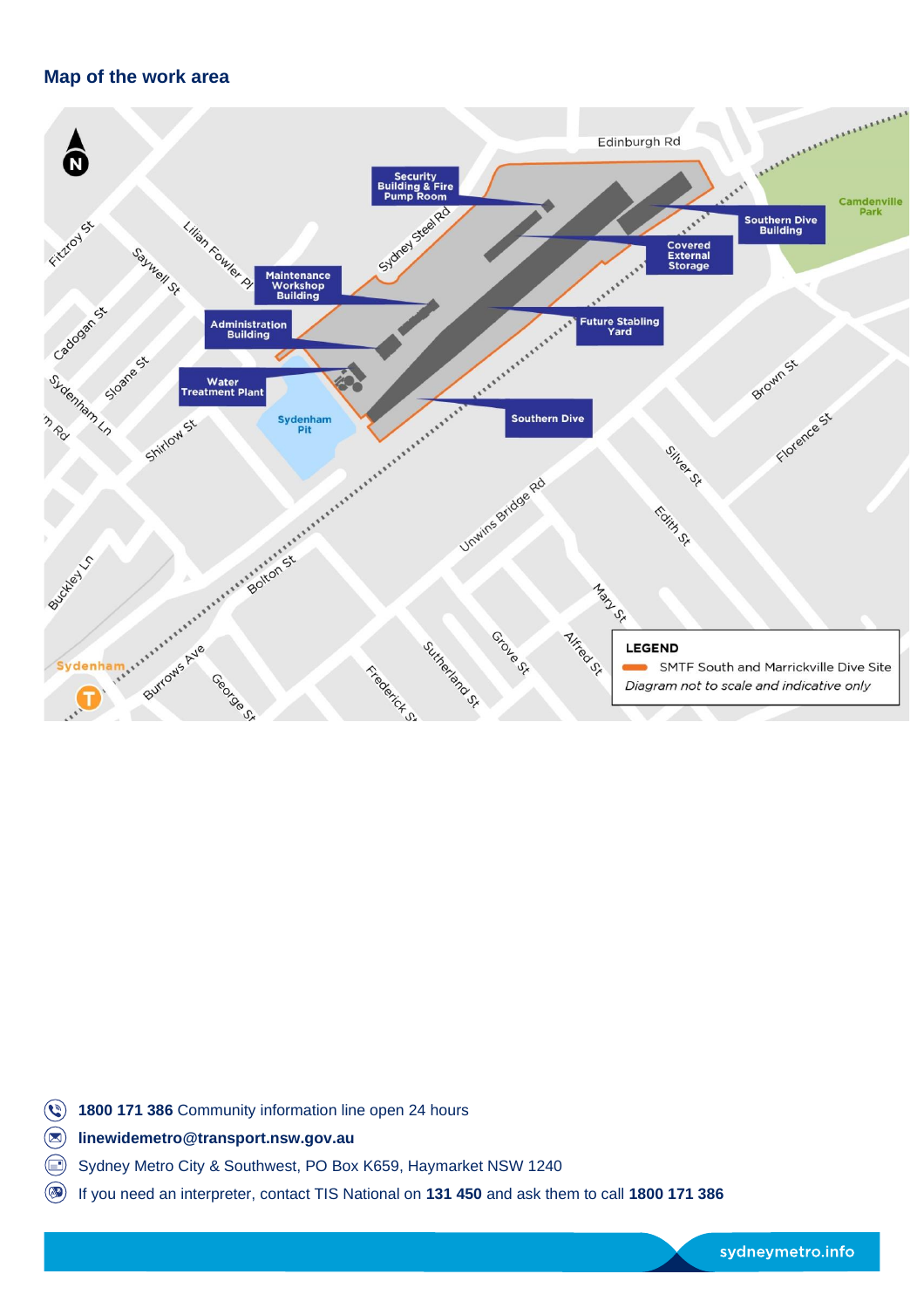### Map of the work area

N

Edinburgh Rd

Security Building & Fire Pump Room

Sydney Steel Rd

Southern Dive Building

Camdenville Park

Covered External Storage

Maintenance Workshop Building

Administration Building

Future Stabling Yard

Water Treatment Plant

Sydenham Pit

Southern Dive

Fitzroy St

Saywell St

Lilian Fowler Pl

Cadogan St

Sloane St

Sydenham Ln

Shirlow St

Brown St

Florence St

Silver St

Edith St

Unwins Bridge Rd

Buckley Ln

Bolton St

Mary St

Sydenham

Burrows Ave

George St

Frederick St

Sutherland St

Grove St

Alfred St

**LEGEND**

SMTF South and Marrickville Dive Site

*Diagram not to scale and indicative only*

**1800 171 386** Community information line open 24 hours

**linewidemetro@transport.nsw.gov.au**

Sydney Metro City & Southwest, PO Box K659, Haymarket NSW 1240

If you need an interpreter, contact TIS National on **131 450** and ask them to call **1800 171 386**

sydneymetro.info